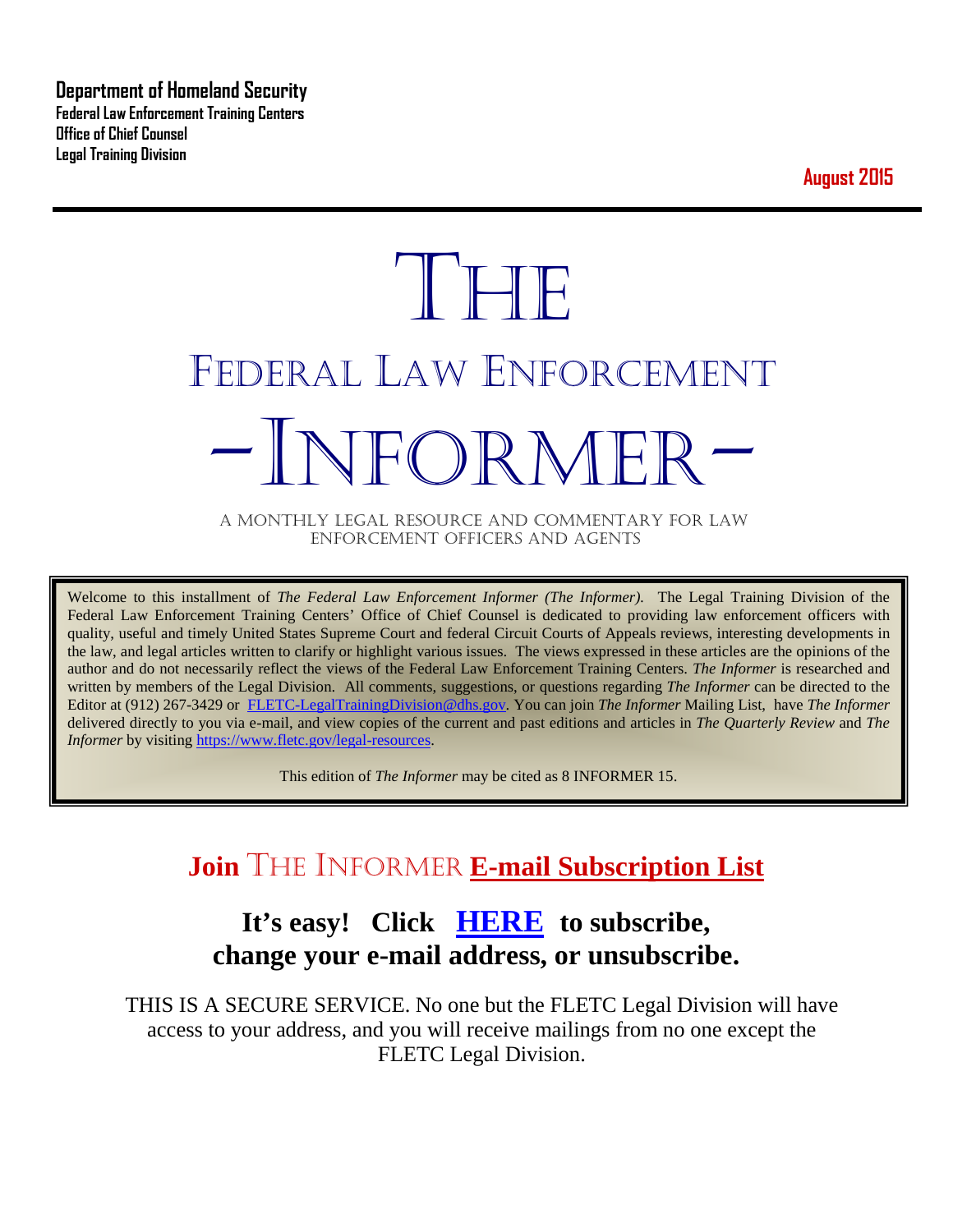**Department of Homeland Security**
**Federal Law Enforcement Training Centers**
**Office of Chief Counsel**
**Legal Training Division**

**August 2015**

# THE
# FEDERAL LAW ENFORCEMENT
# –INFORMER–

A MONTHLY LEGAL RESOURCE AND COMMENTARY FOR LAW ENFORCEMENT OFFICERS AND AGENTS

Welcome to this installment of *The Federal Law Enforcement Informer (The Informer).* The Legal Training Division of the Federal Law Enforcement Training Centers' Office of Chief Counsel is dedicated to providing law enforcement officers with quality, useful and timely United States Supreme Court and federal Circuit Courts of Appeals reviews, interesting developments in the law, and legal articles written to clarify or highlight various issues. The views expressed in these articles are the opinions of the author and do not necessarily reflect the views of the Federal Law Enforcement Training Centers. *The Informer* is researched and written by members of the Legal Division. All comments, suggestions, or questions regarding *The Informer* can be directed to the Editor at (912) 267-3429 or FLETC-LegalTrainingDivision@dhs.gov. You can join *The Informer* Mailing List, have *The Informer* delivered directly to you via e-mail, and view copies of the current and past editions and articles in *The Quarterly Review* and *The Informer* by visiting https://www.fletc.gov/legal-resources.

This edition of *The Informer* may be cited as 8 INFORMER 15.

## Join THE INFORMER E-mail Subscription List

### It's easy! Click HERE to subscribe, change your e-mail address, or unsubscribe.

THIS IS A SECURE SERVICE. No one but the FLETC Legal Division will have access to your address, and you will receive mailings from no one except the FLETC Legal Division.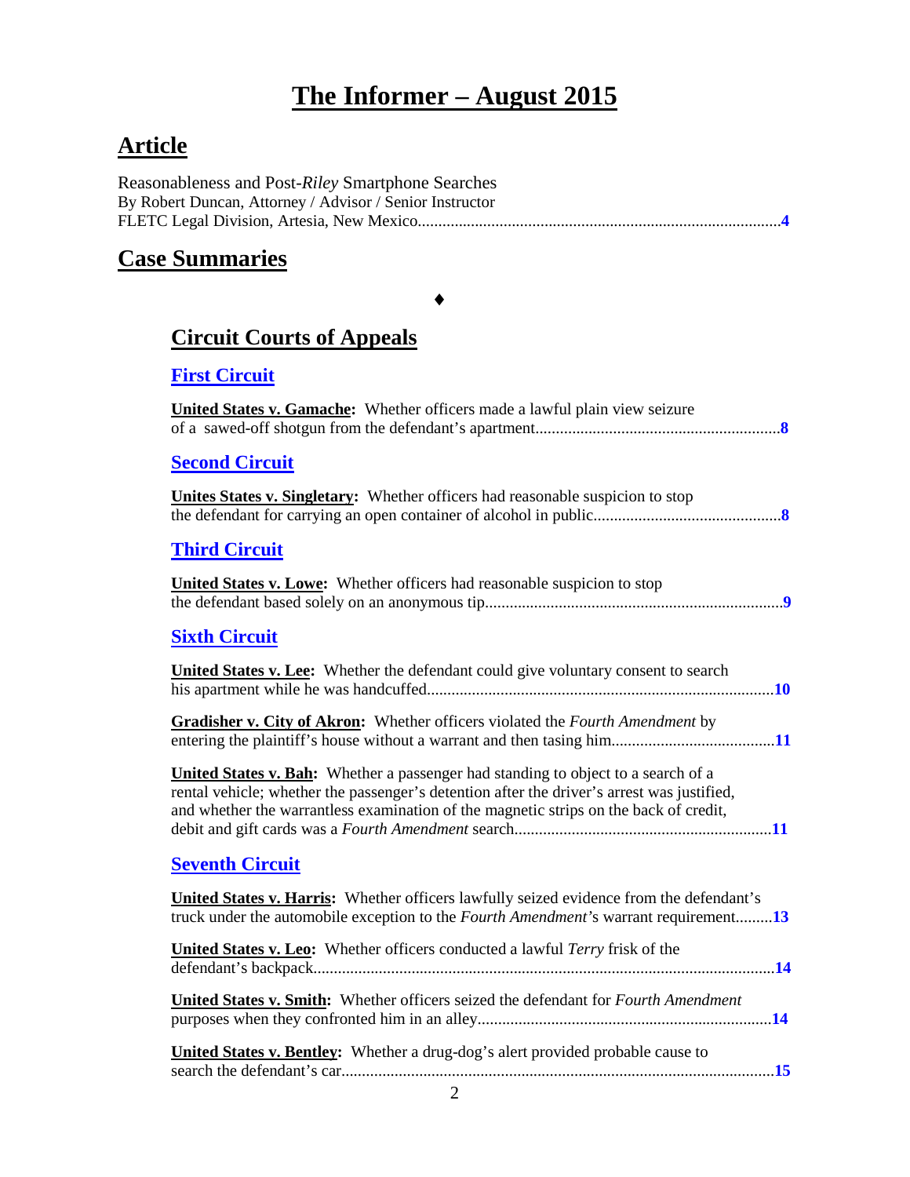# The Informer – August 2015

## Article

Reasonableness and Post-*Riley* Smartphone Searches
By Robert Duncan, Attorney / Advisor / Senior Instructor
FLETC Legal Division, Artesia, New Mexico........................................................................................4

## Case Summaries

♦

### Circuit Courts of Appeals

#### First Circuit

**United States v. Gamache:** Whether officers made a lawful plain view seizure of a sawed-off shotgun from the defendant's apartment............................................................8

#### Second Circuit

**Unites States v. Singletary:** Whether officers had reasonable suspicion to stop the defendant for carrying an open container of alcohol in public.............................................8

#### Third Circuit

**United States v. Lowe:** Whether officers had reasonable suspicion to stop the defendant based solely on an anonymous tip........................................................................9

#### Sixth Circuit

**United States v. Lee:** Whether the defendant could give voluntary consent to search his apartment while he was handcuffed....................................................................................10

**Gradisher v. City of Akron:** Whether officers violated the *Fourth Amendment* by entering the plaintiff's house without a warrant and then tasing him.......................................11

**United States v. Bah:** Whether a passenger had standing to object to a search of a rental vehicle; whether the passenger's detention after the driver's arrest was justified, and whether the warrantless examination of the magnetic strips on the back of credit, debit and gift cards was a *Fourth Amendment* search..............................................................11

#### Seventh Circuit

**United States v. Harris:** Whether officers lawfully seized evidence from the defendant's truck under the automobile exception to the *Fourth Amendment*'s warrant requirement.........13

**United States v. Leo:** Whether officers conducted a lawful *Terry* frisk of the defendant's backpack................................................................................................................14

**United States v. Smith:** Whether officers seized the defendant for *Fourth Amendment* purposes when they confronted him in an alley.......................................................................14

**United States v. Bentley:** Whether a drug-dog's alert provided probable cause to search the defendant's car.........................................................................................................15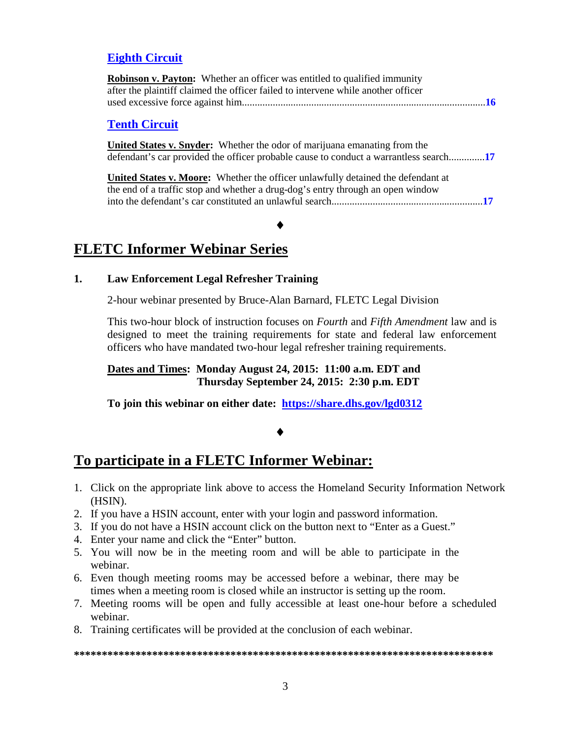## Eighth Circuit

**Robinson v. Payton:** Whether an officer was entitled to qualified immunity after the plaintiff claimed the officer failed to intervene while another officer used excessive force against him.............................................................................................**16**

## Tenth Circuit

**United States v. Snyder:** Whether the odor of marijuana emanating from the defendant's car provided the officer probable cause to conduct a warrantless search.............**17**

**United States v. Moore:** Whether the officer unlawfully detained the defendant at the end of a traffic stop and whether a drug-dog's entry through an open window into the defendant's car constituted an unlawful search..........................................................**17**

♦

# FLETC Informer Webinar Series

**1. Law Enforcement Legal Refresher Training**

2-hour webinar presented by Bruce-Alan Barnard, FLETC Legal Division

This two-hour block of instruction focuses on *Fourth* and *Fifth Amendment* law and is designed to meet the training requirements for state and federal law enforcement officers who have mandated two-hour legal refresher training requirements.

**Dates and Times: Monday August 24, 2015: 11:00 a.m. EDT and Thursday September 24, 2015: 2:30 p.m. EDT**

**To join this webinar on either date: https://share.dhs.gov/lgd0312**

♦

# To participate in a FLETC Informer Webinar:

1. Click on the appropriate link above to access the Homeland Security Information Network (HSIN).
2. If you have a HSIN account, enter with your login and password information.
3. If you do not have a HSIN account click on the button next to "Enter as a Guest."
4. Enter your name and click the "Enter" button.
5. You will now be in the meeting room and will be able to participate in the webinar.
6. Even though meeting rooms may be accessed before a webinar, there may be times when a meeting room is closed while an instructor is setting up the room.
7. Meeting rooms will be open and fully accessible at least one-hour before a scheduled webinar.
8. Training certificates will be provided at the conclusion of each webinar.

**\*\*\*\*\*\*\*\*\*\*\*\*\*\*\*\*\*\*\*\*\*\*\*\*\*\*\*\*\*\*\*\*\*\*\*\*\*\*\*\*\*\*\*\*\*\*\*\*\*\*\*\*\*\*\*\*\*\*\*\*\*\*\*\*\*\*\*\*\*\*\*\*\*\*\*\*\*\***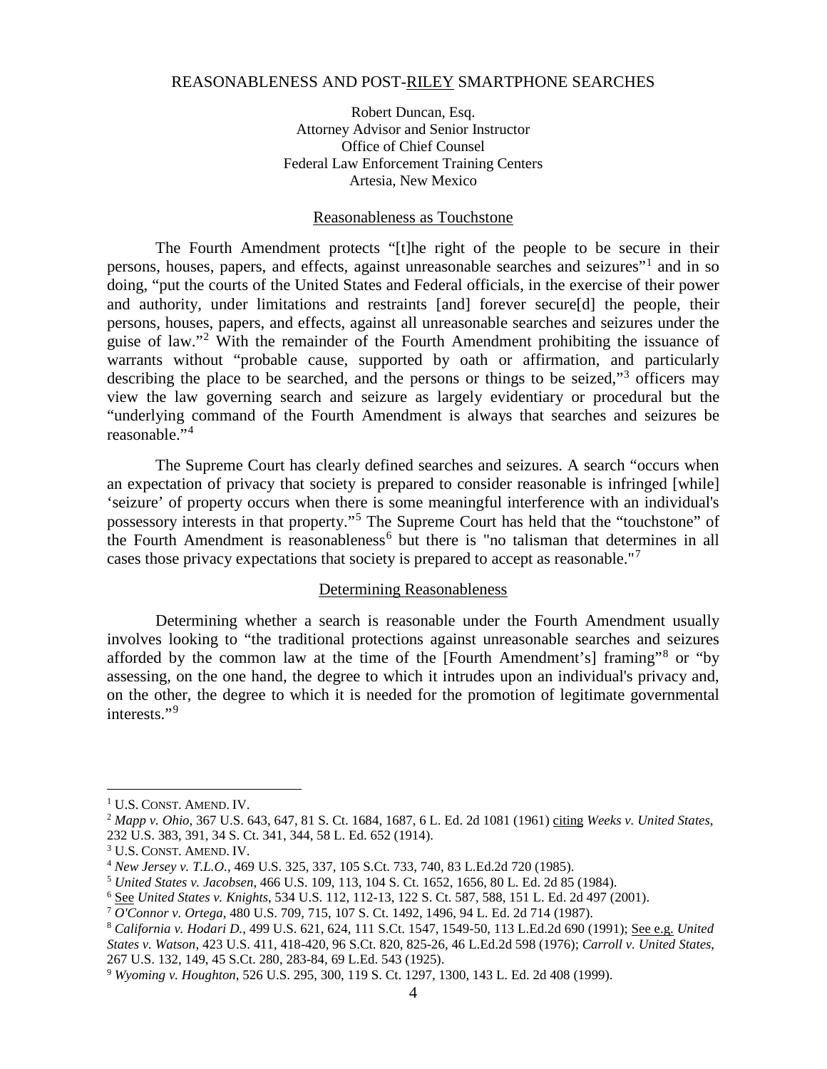REASONABLENESS AND POST-RILEY SMARTPHONE SEARCHES

Robert Duncan, Esq.
Attorney Advisor and Senior Instructor
Office of Chief Counsel
Federal Law Enforcement Training Centers
Artesia, New Mexico

## Reasonableness as Touchstone

The Fourth Amendment protects "[t]he right of the people to be secure in their persons, houses, papers, and effects, against unreasonable searches and seizures"[1] and in so doing, "put the courts of the United States and Federal officials, in the exercise of their power and authority, under limitations and restraints [and] forever secure[d] the people, their persons, houses, papers, and effects, against all unreasonable searches and seizures under the guise of law."[2] With the remainder of the Fourth Amendment prohibiting the issuance of warrants without "probable cause, supported by oath or affirmation, and particularly describing the place to be searched, and the persons or things to be seized,"[3] officers may view the law governing search and seizure as largely evidentiary or procedural but the "underlying command of the Fourth Amendment is always that searches and seizures be reasonable."[4]

The Supreme Court has clearly defined searches and seizures. A search "occurs when an expectation of privacy that society is prepared to consider reasonable is infringed [while] 'seizure' of property occurs when there is some meaningful interference with an individual's possessory interests in that property."[5] The Supreme Court has held that the "touchstone" of the Fourth Amendment is reasonableness[6] but there is "no talisman that determines in all cases those privacy expectations that society is prepared to accept as reasonable."[7]

## Determining Reasonableness

Determining whether a search is reasonable under the Fourth Amendment usually involves looking to "the traditional protections against unreasonable searches and seizures afforded by the common law at the time of the [Fourth Amendment's] framing"[8] or "by assessing, on the one hand, the degree to which it intrudes upon an individual's privacy and, on the other, the degree to which it is needed for the promotion of legitimate governmental interests."[9]

---

[1] U.S. CONST. AMEND. IV.

[2] *Mapp v. Ohio*, 367 U.S. 643, 647, 81 S. Ct. 1684, 1687, 6 L. Ed. 2d 1081 (1961) citing *Weeks v. United States*, 232 U.S. 383, 391, 34 S. Ct. 341, 344, 58 L. Ed. 652 (1914).

[3] U.S. CONST. AMEND. IV.

[4] *New Jersey v. T.L.O.*, 469 U.S. 325, 337, 105 S.Ct. 733, 740, 83 L.Ed.2d 720 (1985).

[5] *United States v. Jacobsen*, 466 U.S. 109, 113, 104 S. Ct. 1652, 1656, 80 L. Ed. 2d 85 (1984).

[6] See *United States v. Knights*, 534 U.S. 112, 112-13, 122 S. Ct. 587, 588, 151 L. Ed. 2d 497 (2001).

[7] *O'Connor v. Ortega*, 480 U.S. 709, 715, 107 S. Ct. 1492, 1496, 94 L. Ed. 2d 714 (1987).

[8] *California v. Hodari D.*, 499 U.S. 621, 624, 111 S.Ct. 1547, 1549-50, 113 L.Ed.2d 690 (1991); See e.g. *United States v. Watson*, 423 U.S. 411, 418-420, 96 S.Ct. 820, 825-26, 46 L.Ed.2d 598 (1976); *Carroll v. United States*, 267 U.S. 132, 149, 45 S.Ct. 280, 283-84, 69 L.Ed. 543 (1925).

[9] *Wyoming v. Houghton*, 526 U.S. 295, 300, 119 S. Ct. 1297, 1300, 143 L. Ed. 2d 408 (1999).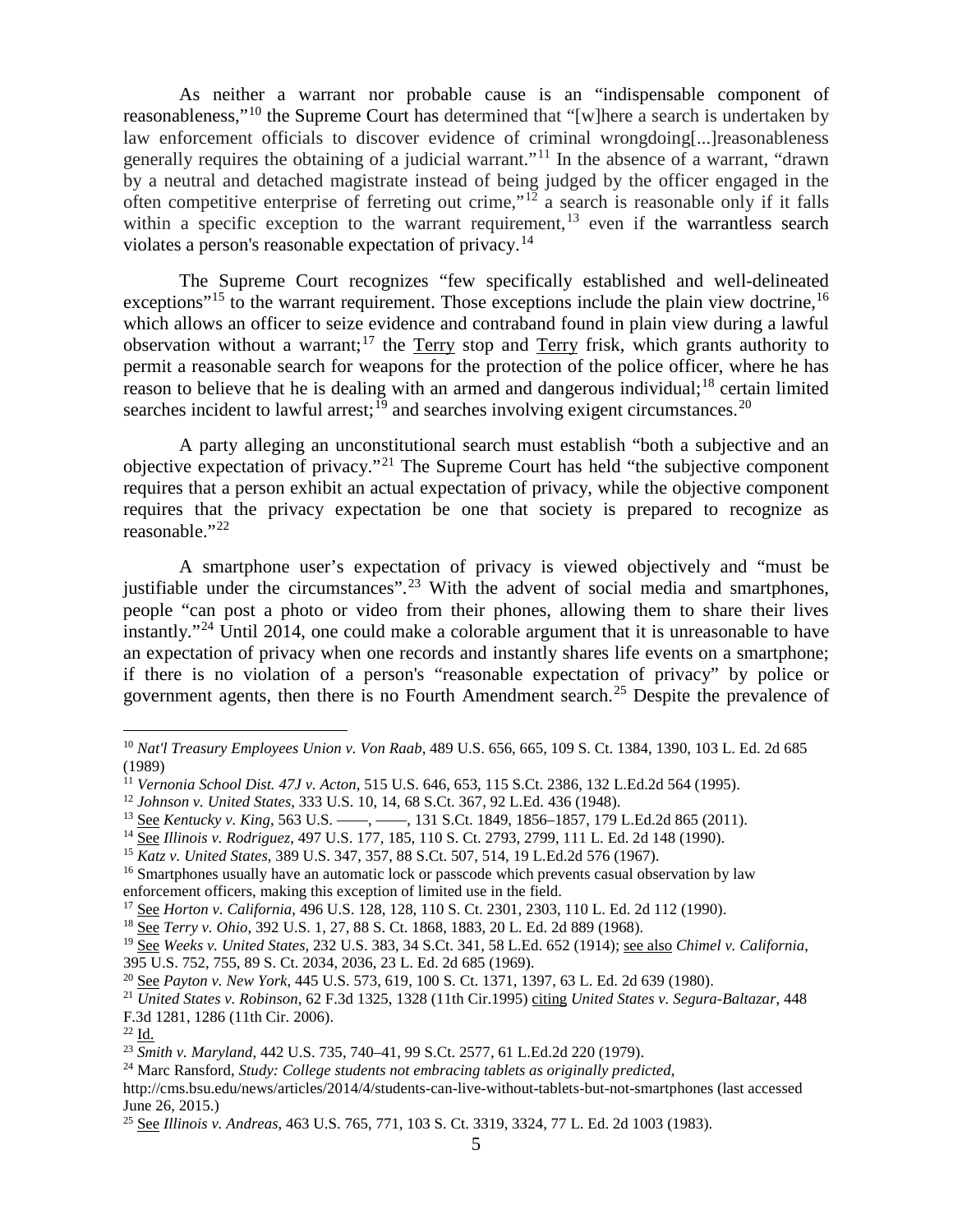As neither a warrant nor probable cause is an "indispensable component of reasonableness,"[10] the Supreme Court has determined that "[w]here a search is undertaken by law enforcement officials to discover evidence of criminal wrongdoing[...]reasonableness generally requires the obtaining of a judicial warrant."[11] In the absence of a warrant, "drawn by a neutral and detached magistrate instead of being judged by the officer engaged in the often competitive enterprise of ferreting out crime,"[12] a search is reasonable only if it falls within a specific exception to the warrant requirement,[13] even if the warrantless search violates a person's reasonable expectation of privacy.[14]

The Supreme Court recognizes "few specifically established and well-delineated exceptions"[15] to the warrant requirement. Those exceptions include the plain view doctrine,[16] which allows an officer to seize evidence and contraband found in plain view during a lawful observation without a warrant;[17] the Terry stop and Terry frisk, which grants authority to permit a reasonable search for weapons for the protection of the police officer, where he has reason to believe that he is dealing with an armed and dangerous individual;[18] certain limited searches incident to lawful arrest;[19] and searches involving exigent circumstances.[20]

A party alleging an unconstitutional search must establish "both a subjective and an objective expectation of privacy."[21] The Supreme Court has held "the subjective component requires that a person exhibit an actual expectation of privacy, while the objective component requires that the privacy expectation be one that society is prepared to recognize as reasonable."[22]

A smartphone user's expectation of privacy is viewed objectively and "must be justifiable under the circumstances".[23] With the advent of social media and smartphones, people "can post a photo or video from their phones, allowing them to share their lives instantly."[24] Until 2014, one could make a colorable argument that it is unreasonable to have an expectation of privacy when one records and instantly shares life events on a smartphone; if there is no violation of a person's "reasonable expectation of privacy" by police or government agents, then there is no Fourth Amendment search.[25] Despite the prevalence of

---

[10] *Nat'l Treasury Employees Union v. Von Raab*, 489 U.S. 656, 665, 109 S. Ct. 1384, 1390, 103 L. Ed. 2d 685 (1989)

[11] *Vernonia School Dist. 47J v. Acton*, 515 U.S. 646, 653, 115 S.Ct. 2386, 132 L.Ed.2d 564 (1995).

[12] *Johnson v. United States*, 333 U.S. 10, 14, 68 S.Ct. 367, 92 L.Ed. 436 (1948).

[13] See *Kentucky v. King*, 563 U.S. ——, ——, 131 S.Ct. 1849, 1856–1857, 179 L.Ed.2d 865 (2011).

[14] See *Illinois v. Rodriguez*, 497 U.S. 177, 185, 110 S. Ct. 2793, 2799, 111 L. Ed. 2d 148 (1990).

[15] *Katz v. United States*, 389 U.S. 347, 357, 88 S.Ct. 507, 514, 19 L.Ed.2d 576 (1967).

[16] Smartphones usually have an automatic lock or passcode which prevents casual observation by law enforcement officers, making this exception of limited use in the field.

[17] See *Horton v. California*, 496 U.S. 128, 128, 110 S. Ct. 2301, 2303, 110 L. Ed. 2d 112 (1990).

[18] See *Terry v. Ohio*, 392 U.S. 1, 27, 88 S. Ct. 1868, 1883, 20 L. Ed. 2d 889 (1968).

[19] See *Weeks v. United States*, 232 U.S. 383, 34 S.Ct. 341, 58 L.Ed. 652 (1914); see also *Chimel v. California*, 395 U.S. 752, 755, 89 S. Ct. 2034, 2036, 23 L. Ed. 2d 685 (1969).

[20] See *Payton v. New York*, 445 U.S. 573, 619, 100 S. Ct. 1371, 1397, 63 L. Ed. 2d 639 (1980).

[21] *United States v. Robinson*, 62 F.3d 1325, 1328 (11th Cir.1995) citing *United States v. Segura-Baltazar*, 448 F.3d 1281, 1286 (11th Cir. 2006).

[22] Id.

[23] *Smith v. Maryland*, 442 U.S. 735, 740–41, 99 S.Ct. 2577, 61 L.Ed.2d 220 (1979).

[24] Marc Ransford, *Study: College students not embracing tablets as originally predicted*, http://cms.bsu.edu/news/articles/2014/4/students-can-live-without-tablets-but-not-smartphones (last accessed June 26, 2015.)

[25] See *Illinois v. Andreas*, 463 U.S. 765, 771, 103 S. Ct. 3319, 3324, 77 L. Ed. 2d 1003 (1983).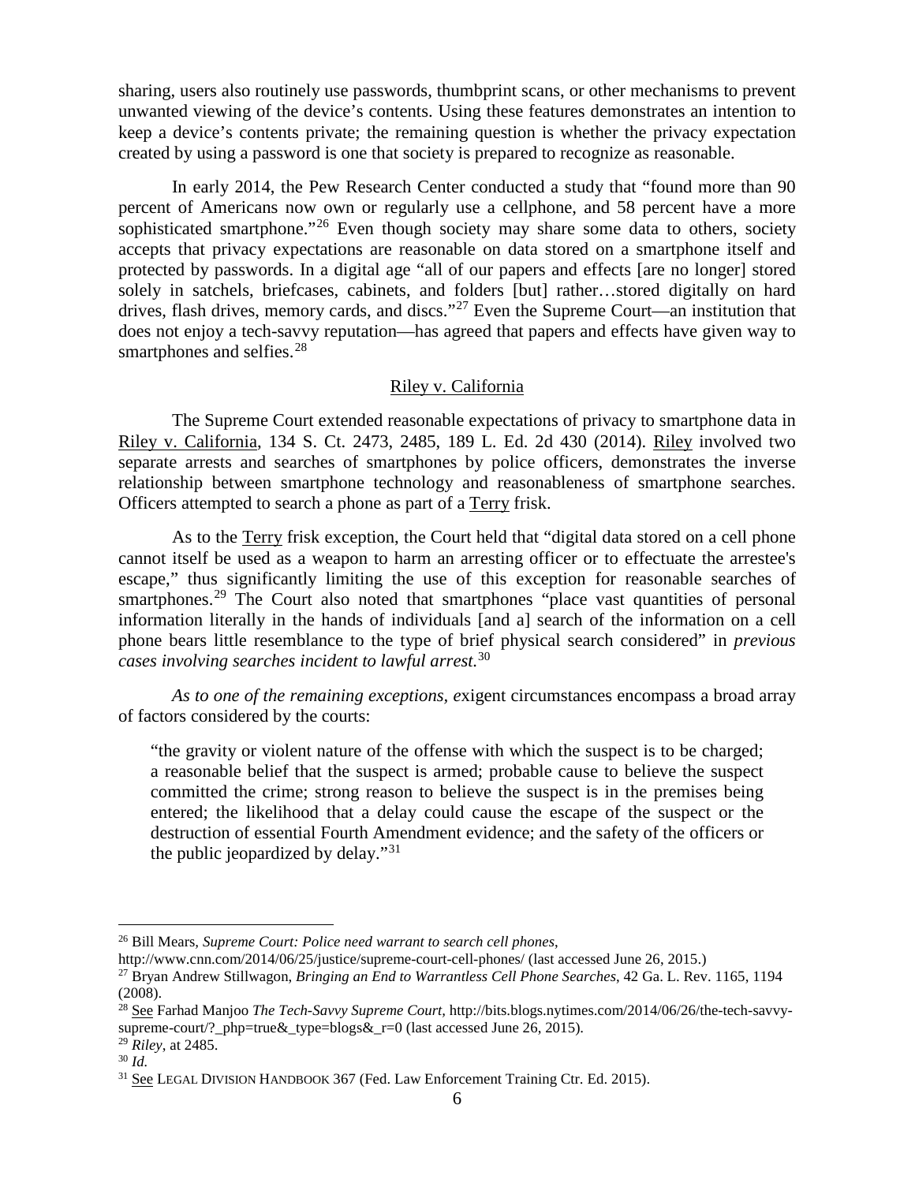sharing, users also routinely use passwords, thumbprint scans, or other mechanisms to prevent unwanted viewing of the device's contents. Using these features demonstrates an intention to keep a device's contents private; the remaining question is whether the privacy expectation created by using a password is one that society is prepared to recognize as reasonable.

In early 2014, the Pew Research Center conducted a study that "found more than 90 percent of Americans now own or regularly use a cellphone, and 58 percent have a more sophisticated smartphone."[26] Even though society may share some data to others, society accepts that privacy expectations are reasonable on data stored on a smartphone itself and protected by passwords. In a digital age "all of our papers and effects [are no longer] stored solely in satchels, briefcases, cabinets, and folders [but] rather…stored digitally on hard drives, flash drives, memory cards, and discs."[27] Even the Supreme Court—an institution that does not enjoy a tech-savvy reputation—has agreed that papers and effects have given way to smartphones and selfies.[28]

## Riley v. California

The Supreme Court extended reasonable expectations of privacy to smartphone data in Riley v. California, 134 S. Ct. 2473, 2485, 189 L. Ed. 2d 430 (2014). Riley involved two separate arrests and searches of smartphones by police officers, demonstrates the inverse relationship between smartphone technology and reasonableness of smartphone searches. Officers attempted to search a phone as part of a Terry frisk.

As to the Terry frisk exception, the Court held that "digital data stored on a cell phone cannot itself be used as a weapon to harm an arresting officer or to effectuate the arrestee's escape," thus significantly limiting the use of this exception for reasonable searches of smartphones.[29] The Court also noted that smartphones "place vast quantities of personal information literally in the hands of individuals [and a] search of the information on a cell phone bears little resemblance to the type of brief physical search considered" in *previous cases involving searches incident to lawful arrest.*[30]

*As to one of the remaining exceptions, e*xigent circumstances encompass a broad array of factors considered by the courts:

> "the gravity or violent nature of the offense with which the suspect is to be charged; a reasonable belief that the suspect is armed; probable cause to believe the suspect committed the crime; strong reason to believe the suspect is in the premises being entered; the likelihood that a delay could cause the escape of the suspect or the destruction of essential Fourth Amendment evidence; and the safety of the officers or the public jeopardized by delay."[31]

---

[26] Bill Mears, *Supreme Court: Police need warrant to search cell phones*, http://www.cnn.com/2014/06/25/justice/supreme-court-cell-phones/ (last accessed June 26, 2015.)

[27] Bryan Andrew Stillwagon, *Bringing an End to Warrantless Cell Phone Searches*, 42 Ga. L. Rev. 1165, 1194 (2008).

[28] See Farhad Manjoo *The Tech-Savvy Supreme Court*, http://bits.blogs.nytimes.com/2014/06/26/the-tech-savvy-supreme-court/?_php=true&_type=blogs&_r=0 (last accessed June 26, 2015).

[29] *Riley*, at 2485.

[30] *Id.*

[31] See LEGAL DIVISION HANDBOOK 367 (Fed. Law Enforcement Training Ctr. Ed. 2015).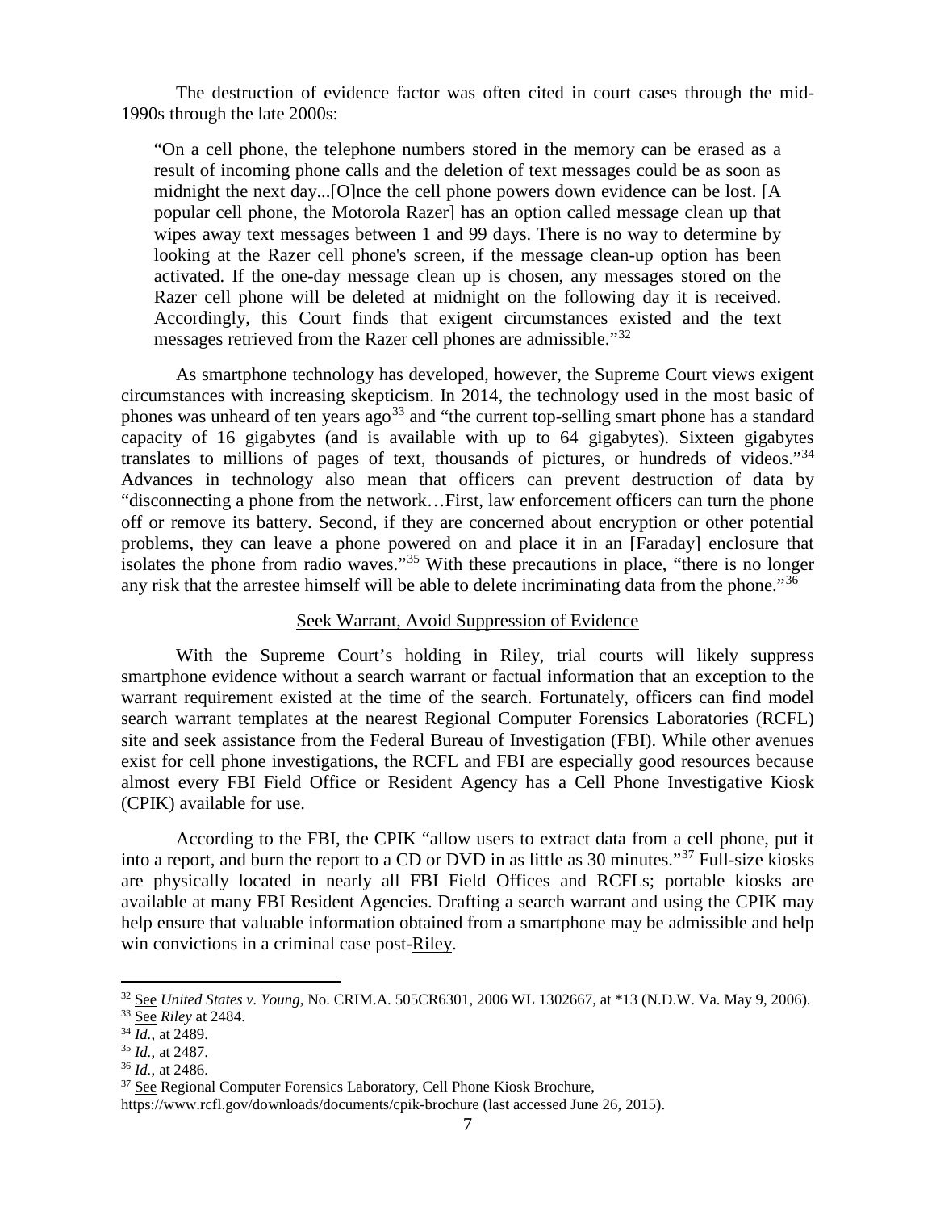The destruction of evidence factor was often cited in court cases through the mid-1990s through the late 2000s:

> "On a cell phone, the telephone numbers stored in the memory can be erased as a result of incoming phone calls and the deletion of text messages could be as soon as midnight the next day...[O]nce the cell phone powers down evidence can be lost. [A popular cell phone, the Motorola Razer] has an option called message clean up that wipes away text messages between 1 and 99 days. There is no way to determine by looking at the Razer cell phone's screen, if the message clean-up option has been activated. If the one-day message clean up is chosen, any messages stored on the Razer cell phone will be deleted at midnight on the following day it is received. Accordingly, this Court finds that exigent circumstances existed and the text messages retrieved from the Razer cell phones are admissible."[32]

As smartphone technology has developed, however, the Supreme Court views exigent circumstances with increasing skepticism. In 2014, the technology used in the most basic of phones was unheard of ten years ago[33] and "the current top-selling smart phone has a standard capacity of 16 gigabytes (and is available with up to 64 gigabytes). Sixteen gigabytes translates to millions of pages of text, thousands of pictures, or hundreds of videos."[34] Advances in technology also mean that officers can prevent destruction of data by "disconnecting a phone from the network…First, law enforcement officers can turn the phone off or remove its battery. Second, if they are concerned about encryption or other potential problems, they can leave a phone powered on and place it in an [Faraday] enclosure that isolates the phone from radio waves."[35] With these precautions in place, "there is no longer any risk that the arrestee himself will be able to delete incriminating data from the phone."[36]

## Seek Warrant, Avoid Suppression of Evidence

With the Supreme Court's holding in Riley, trial courts will likely suppress smartphone evidence without a search warrant or factual information that an exception to the warrant requirement existed at the time of the search. Fortunately, officers can find model search warrant templates at the nearest Regional Computer Forensics Laboratories (RCFL) site and seek assistance from the Federal Bureau of Investigation (FBI). While other avenues exist for cell phone investigations, the RCFL and FBI are especially good resources because almost every FBI Field Office or Resident Agency has a Cell Phone Investigative Kiosk (CPIK) available for use.

According to the FBI, the CPIK "allow users to extract data from a cell phone, put it into a report, and burn the report to a CD or DVD in as little as 30 minutes."[37] Full-size kiosks are physically located in nearly all FBI Field Offices and RCFLs; portable kiosks are available at many FBI Resident Agencies. Drafting a search warrant and using the CPIK may help ensure that valuable information obtained from a smartphone may be admissible and help win convictions in a criminal case post-Riley.

---

[32] See *United States v. Young*, No. CRIM.A. 505CR6301, 2006 WL 1302667, at *13 (N.D.W. Va. May 9, 2006).

[33] See *Riley* at 2484.

[34] *Id.*, at 2489.

[35] *Id.*, at 2487.

[36] *Id.*, at 2486.

[37] See Regional Computer Forensics Laboratory, Cell Phone Kiosk Brochure, https://www.rcfl.gov/downloads/documents/cpik-brochure (last accessed June 26, 2015).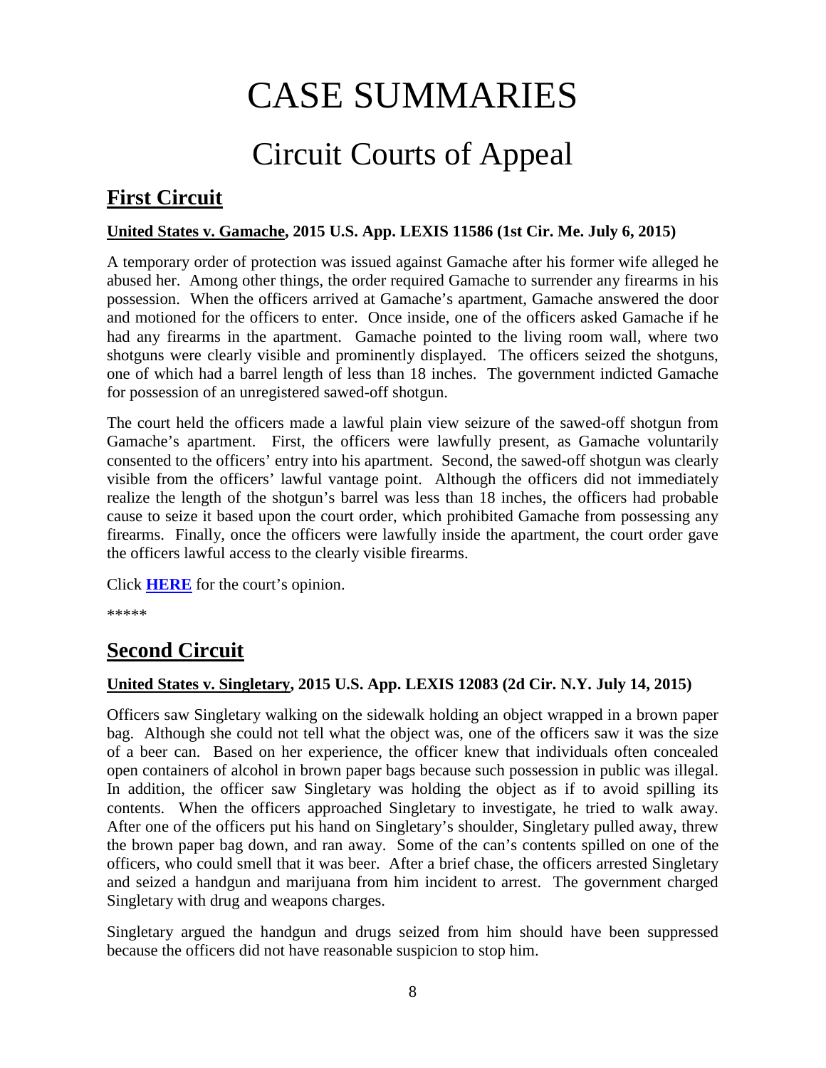# CASE SUMMARIES

# Circuit Courts of Appeal

## First Circuit

### United States v. Gamache, 2015 U.S. App. LEXIS 11586 (1st Cir. Me. July 6, 2015)

A temporary order of protection was issued against Gamache after his former wife alleged he abused her. Among other things, the order required Gamache to surrender any firearms in his possession. When the officers arrived at Gamache's apartment, Gamache answered the door and motioned for the officers to enter. Once inside, one of the officers asked Gamache if he had any firearms in the apartment. Gamache pointed to the living room wall, where two shotguns were clearly visible and prominently displayed. The officers seized the shotguns, one of which had a barrel length of less than 18 inches. The government indicted Gamache for possession of an unregistered sawed-off shotgun.

The court held the officers made a lawful plain view seizure of the sawed-off shotgun from Gamache's apartment. First, the officers were lawfully present, as Gamache voluntarily consented to the officers' entry into his apartment. Second, the sawed-off shotgun was clearly visible from the officers' lawful vantage point. Although the officers did not immediately realize the length of the shotgun's barrel was less than 18 inches, the officers had probable cause to seize it based upon the court order, which prohibited Gamache from possessing any firearms. Finally, once the officers were lawfully inside the apartment, the court order gave the officers lawful access to the clearly visible firearms.

Click **HERE** for the court's opinion.

*****

## Second Circuit

### United States v. Singletary, 2015 U.S. App. LEXIS 12083 (2d Cir. N.Y. July 14, 2015)

Officers saw Singletary walking on the sidewalk holding an object wrapped in a brown paper bag. Although she could not tell what the object was, one of the officers saw it was the size of a beer can. Based on her experience, the officer knew that individuals often concealed open containers of alcohol in brown paper bags because such possession in public was illegal. In addition, the officer saw Singletary was holding the object as if to avoid spilling its contents. When the officers approached Singletary to investigate, he tried to walk away. After one of the officers put his hand on Singletary's shoulder, Singletary pulled away, threw the brown paper bag down, and ran away. Some of the can's contents spilled on one of the officers, who could smell that it was beer. After a brief chase, the officers arrested Singletary and seized a handgun and marijuana from him incident to arrest. The government charged Singletary with drug and weapons charges.

Singletary argued the handgun and drugs seized from him should have been suppressed because the officers did not have reasonable suspicion to stop him.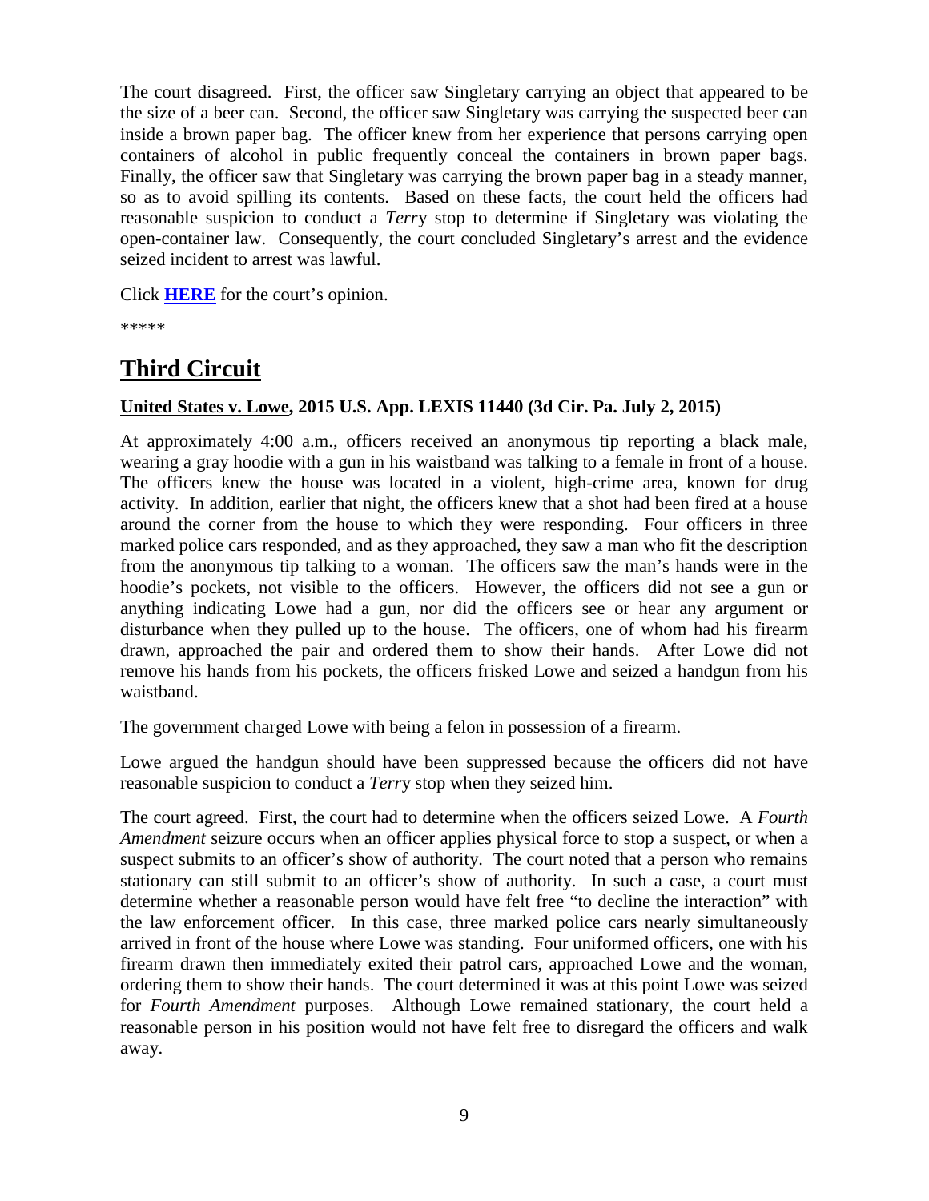The court disagreed. First, the officer saw Singletary carrying an object that appeared to be the size of a beer can. Second, the officer saw Singletary was carrying the suspected beer can inside a brown paper bag. The officer knew from her experience that persons carrying open containers of alcohol in public frequently conceal the containers in brown paper bags. Finally, the officer saw that Singletary was carrying the brown paper bag in a steady manner, so as to avoid spilling its contents. Based on these facts, the court held the officers had reasonable suspicion to conduct a *Terry* stop to determine if Singletary was violating the open-container law. Consequently, the court concluded Singletary's arrest and the evidence seized incident to arrest was lawful.

Click **HERE** for the court's opinion.

*****

## Third Circuit

### United States v. Lowe, 2015 U.S. App. LEXIS 11440 (3d Cir. Pa. July 2, 2015)

At approximately 4:00 a.m., officers received an anonymous tip reporting a black male, wearing a gray hoodie with a gun in his waistband was talking to a female in front of a house. The officers knew the house was located in a violent, high-crime area, known for drug activity. In addition, earlier that night, the officers knew that a shot had been fired at a house around the corner from the house to which they were responding. Four officers in three marked police cars responded, and as they approached, they saw a man who fit the description from the anonymous tip talking to a woman. The officers saw the man's hands were in the hoodie's pockets, not visible to the officers. However, the officers did not see a gun or anything indicating Lowe had a gun, nor did the officers see or hear any argument or disturbance when they pulled up to the house. The officers, one of whom had his firearm drawn, approached the pair and ordered them to show their hands. After Lowe did not remove his hands from his pockets, the officers frisked Lowe and seized a handgun from his waistband.

The government charged Lowe with being a felon in possession of a firearm.

Lowe argued the handgun should have been suppressed because the officers did not have reasonable suspicion to conduct a *Terry* stop when they seized him.

The court agreed. First, the court had to determine when the officers seized Lowe. A *Fourth Amendment* seizure occurs when an officer applies physical force to stop a suspect, or when a suspect submits to an officer's show of authority. The court noted that a person who remains stationary can still submit to an officer's show of authority. In such a case, a court must determine whether a reasonable person would have felt free "to decline the interaction" with the law enforcement officer. In this case, three marked police cars nearly simultaneously arrived in front of the house where Lowe was standing. Four uniformed officers, one with his firearm drawn then immediately exited their patrol cars, approached Lowe and the woman, ordering them to show their hands. The court determined it was at this point Lowe was seized for *Fourth Amendment* purposes. Although Lowe remained stationary, the court held a reasonable person in his position would not have felt free to disregard the officers and walk away.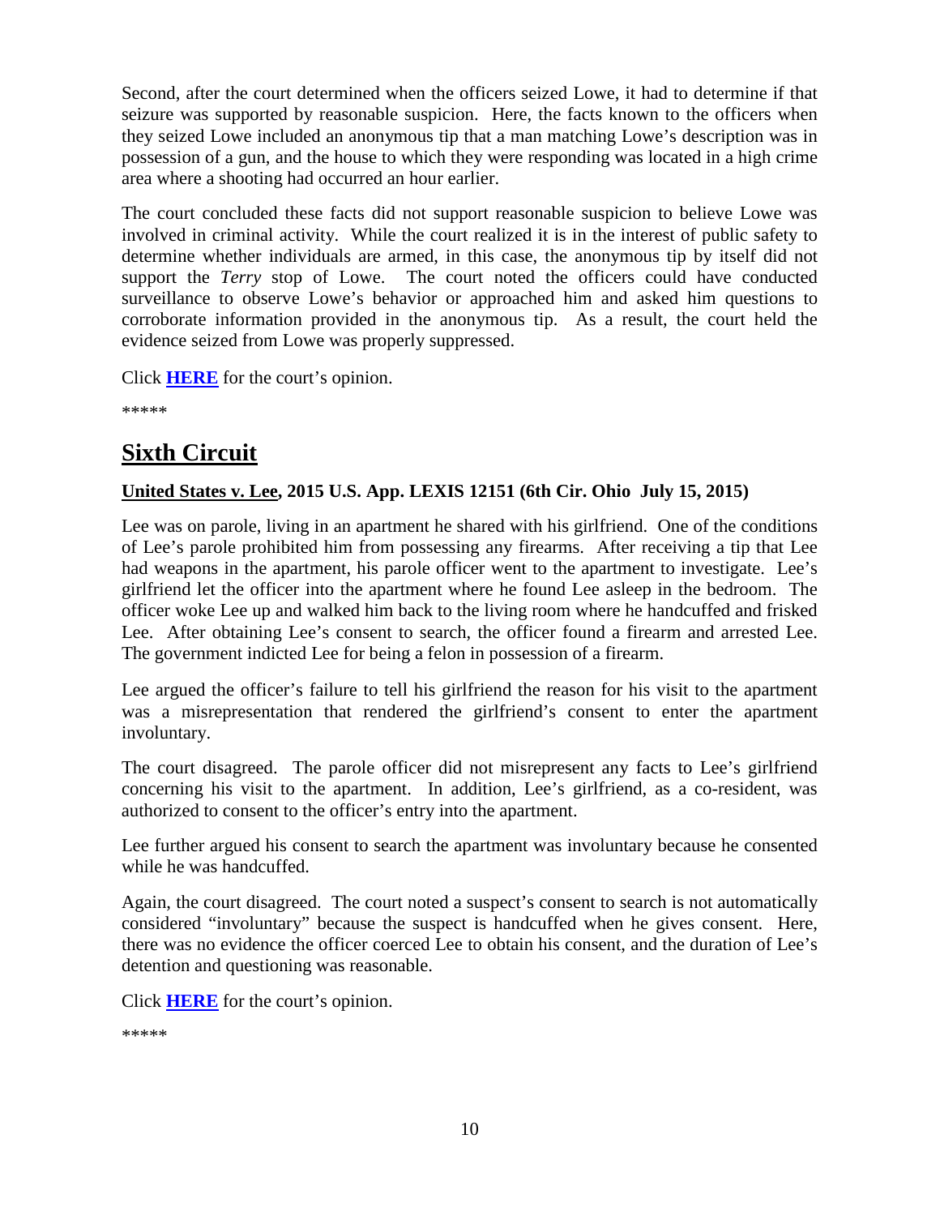Second, after the court determined when the officers seized Lowe, it had to determine if that seizure was supported by reasonable suspicion. Here, the facts known to the officers when they seized Lowe included an anonymous tip that a man matching Lowe's description was in possession of a gun, and the house to which they were responding was located in a high crime area where a shooting had occurred an hour earlier.

The court concluded these facts did not support reasonable suspicion to believe Lowe was involved in criminal activity. While the court realized it is in the interest of public safety to determine whether individuals are armed, in this case, the anonymous tip by itself did not support the *Terry* stop of Lowe. The court noted the officers could have conducted surveillance to observe Lowe's behavior or approached him and asked him questions to corroborate information provided in the anonymous tip. As a result, the court held the evidence seized from Lowe was properly suppressed.

Click **HERE** for the court's opinion.

*****

## Sixth Circuit

**United States v. Lee, 2015 U.S. App. LEXIS 12151 (6th Cir. Ohio July 15, 2015)**

Lee was on parole, living in an apartment he shared with his girlfriend. One of the conditions of Lee's parole prohibited him from possessing any firearms. After receiving a tip that Lee had weapons in the apartment, his parole officer went to the apartment to investigate. Lee's girlfriend let the officer into the apartment where he found Lee asleep in the bedroom. The officer woke Lee up and walked him back to the living room where he handcuffed and frisked Lee. After obtaining Lee's consent to search, the officer found a firearm and arrested Lee. The government indicted Lee for being a felon in possession of a firearm.

Lee argued the officer's failure to tell his girlfriend the reason for his visit to the apartment was a misrepresentation that rendered the girlfriend's consent to enter the apartment involuntary.

The court disagreed. The parole officer did not misrepresent any facts to Lee's girlfriend concerning his visit to the apartment. In addition, Lee's girlfriend, as a co-resident, was authorized to consent to the officer's entry into the apartment.

Lee further argued his consent to search the apartment was involuntary because he consented while he was handcuffed.

Again, the court disagreed. The court noted a suspect's consent to search is not automatically considered "involuntary" because the suspect is handcuffed when he gives consent. Here, there was no evidence the officer coerced Lee to obtain his consent, and the duration of Lee's detention and questioning was reasonable.

Click **HERE** for the court's opinion.

*****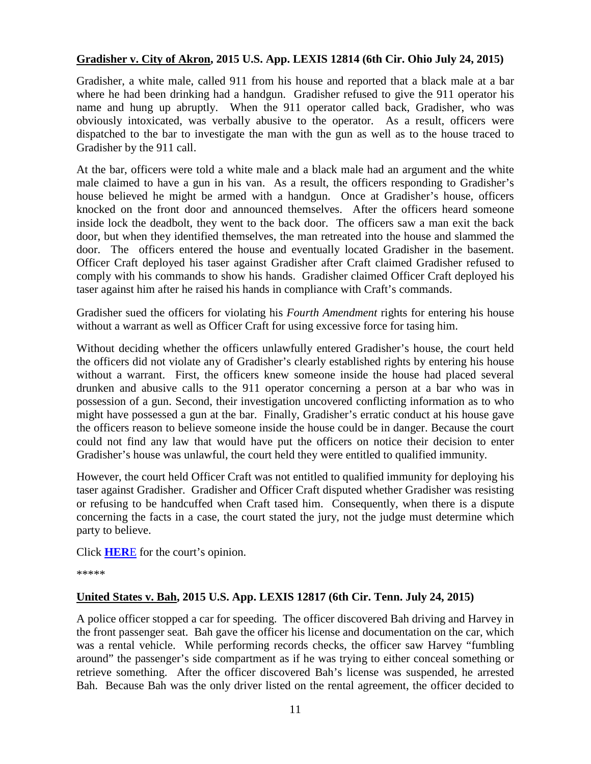**Gradisher v. City of Akron, 2015 U.S. App. LEXIS 12814 (6th Cir. Ohio July 24, 2015)**

Gradisher, a white male, called 911 from his house and reported that a black male at a bar where he had been drinking had a handgun. Gradisher refused to give the 911 operator his name and hung up abruptly. When the 911 operator called back, Gradisher, who was obviously intoxicated, was verbally abusive to the operator. As a result, officers were dispatched to the bar to investigate the man with the gun as well as to the house traced to Gradisher by the 911 call.

At the bar, officers were told a white male and a black male had an argument and the white male claimed to have a gun in his van. As a result, the officers responding to Gradisher's house believed he might be armed with a handgun. Once at Gradisher's house, officers knocked on the front door and announced themselves. After the officers heard someone inside lock the deadbolt, they went to the back door. The officers saw a man exit the back door, but when they identified themselves, the man retreated into the house and slammed the door. The officers entered the house and eventually located Gradisher in the basement. Officer Craft deployed his taser against Gradisher after Craft claimed Gradisher refused to comply with his commands to show his hands. Gradisher claimed Officer Craft deployed his taser against him after he raised his hands in compliance with Craft's commands.

Gradisher sued the officers for violating his *Fourth Amendment* rights for entering his house without a warrant as well as Officer Craft for using excessive force for tasing him.

Without deciding whether the officers unlawfully entered Gradisher's house, the court held the officers did not violate any of Gradisher's clearly established rights by entering his house without a warrant. First, the officers knew someone inside the house had placed several drunken and abusive calls to the 911 operator concerning a person at a bar who was in possession of a gun. Second, their investigation uncovered conflicting information as to who might have possessed a gun at the bar. Finally, Gradisher's erratic conduct at his house gave the officers reason to believe someone inside the house could be in danger. Because the court could not find any law that would have put the officers on notice their decision to enter Gradisher's house was unlawful, the court held they were entitled to qualified immunity.

However, the court held Officer Craft was not entitled to qualified immunity for deploying his taser against Gradisher. Gradisher and Officer Craft disputed whether Gradisher was resisting or refusing to be handcuffed when Craft tased him. Consequently, when there is a dispute concerning the facts in a case, the court stated the jury, not the judge must determine which party to believe.

Click **HERE** for the court's opinion.

*****

**United States v. Bah, 2015 U.S. App. LEXIS 12817 (6th Cir. Tenn. July 24, 2015)**

A police officer stopped a car for speeding. The officer discovered Bah driving and Harvey in the front passenger seat. Bah gave the officer his license and documentation on the car, which was a rental vehicle. While performing records checks, the officer saw Harvey "fumbling around" the passenger's side compartment as if he was trying to either conceal something or retrieve something. After the officer discovered Bah's license was suspended, he arrested Bah. Because Bah was the only driver listed on the rental agreement, the officer decided to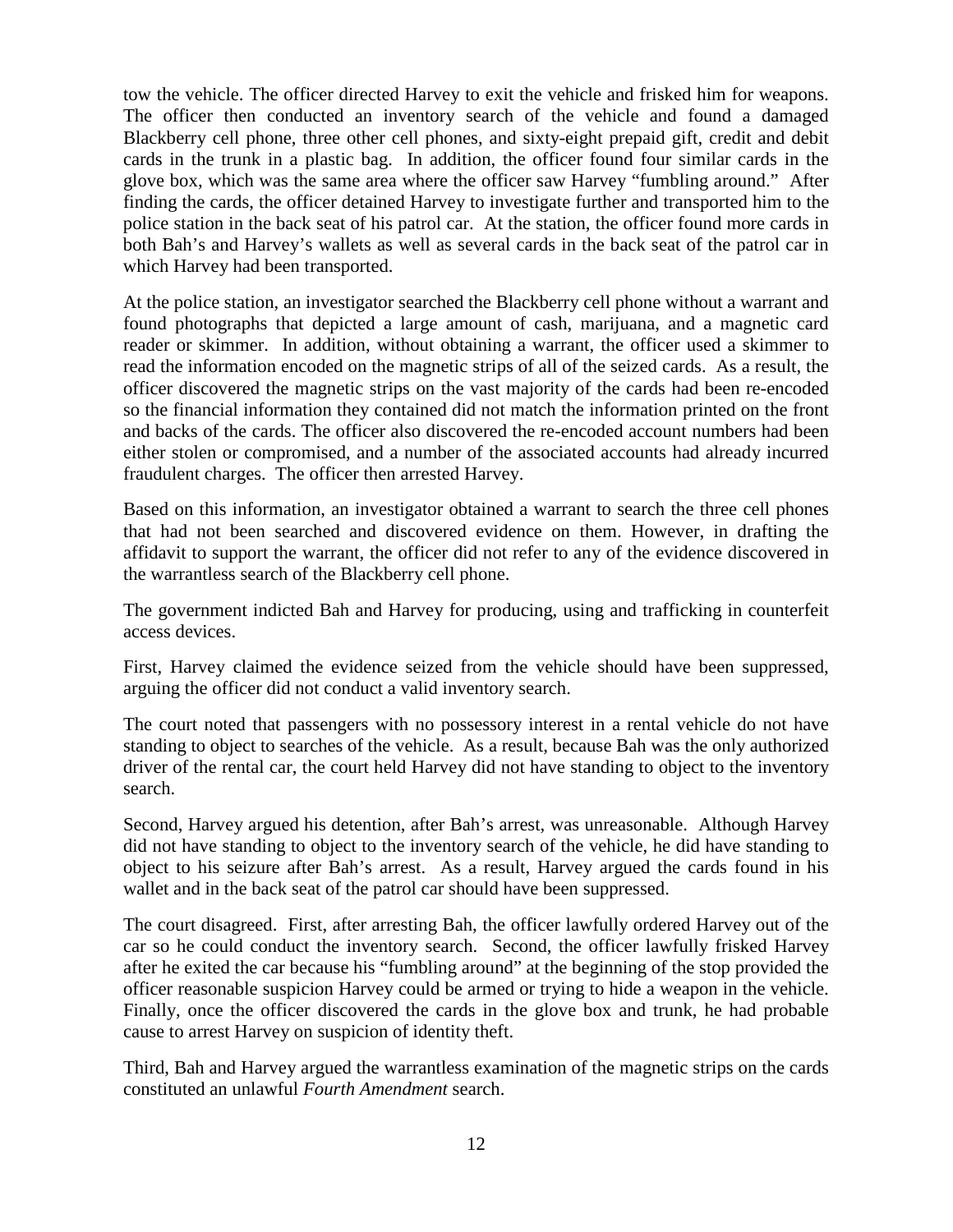tow the vehicle. The officer directed Harvey to exit the vehicle and frisked him for weapons. The officer then conducted an inventory search of the vehicle and found a damaged Blackberry cell phone, three other cell phones, and sixty-eight prepaid gift, credit and debit cards in the trunk in a plastic bag. In addition, the officer found four similar cards in the glove box, which was the same area where the officer saw Harvey "fumbling around." After finding the cards, the officer detained Harvey to investigate further and transported him to the police station in the back seat of his patrol car. At the station, the officer found more cards in both Bah's and Harvey's wallets as well as several cards in the back seat of the patrol car in which Harvey had been transported.

At the police station, an investigator searched the Blackberry cell phone without a warrant and found photographs that depicted a large amount of cash, marijuana, and a magnetic card reader or skimmer. In addition, without obtaining a warrant, the officer used a skimmer to read the information encoded on the magnetic strips of all of the seized cards. As a result, the officer discovered the magnetic strips on the vast majority of the cards had been re-encoded so the financial information they contained did not match the information printed on the front and backs of the cards. The officer also discovered the re-encoded account numbers had been either stolen or compromised, and a number of the associated accounts had already incurred fraudulent charges. The officer then arrested Harvey.

Based on this information, an investigator obtained a warrant to search the three cell phones that had not been searched and discovered evidence on them. However, in drafting the affidavit to support the warrant, the officer did not refer to any of the evidence discovered in the warrantless search of the Blackberry cell phone.

The government indicted Bah and Harvey for producing, using and trafficking in counterfeit access devices.

First, Harvey claimed the evidence seized from the vehicle should have been suppressed, arguing the officer did not conduct a valid inventory search.

The court noted that passengers with no possessory interest in a rental vehicle do not have standing to object to searches of the vehicle. As a result, because Bah was the only authorized driver of the rental car, the court held Harvey did not have standing to object to the inventory search.

Second, Harvey argued his detention, after Bah's arrest, was unreasonable. Although Harvey did not have standing to object to the inventory search of the vehicle, he did have standing to object to his seizure after Bah's arrest. As a result, Harvey argued the cards found in his wallet and in the back seat of the patrol car should have been suppressed.

The court disagreed. First, after arresting Bah, the officer lawfully ordered Harvey out of the car so he could conduct the inventory search. Second, the officer lawfully frisked Harvey after he exited the car because his "fumbling around" at the beginning of the stop provided the officer reasonable suspicion Harvey could be armed or trying to hide a weapon in the vehicle. Finally, once the officer discovered the cards in the glove box and trunk, he had probable cause to arrest Harvey on suspicion of identity theft.

Third, Bah and Harvey argued the warrantless examination of the magnetic strips on the cards constituted an unlawful *Fourth Amendment* search.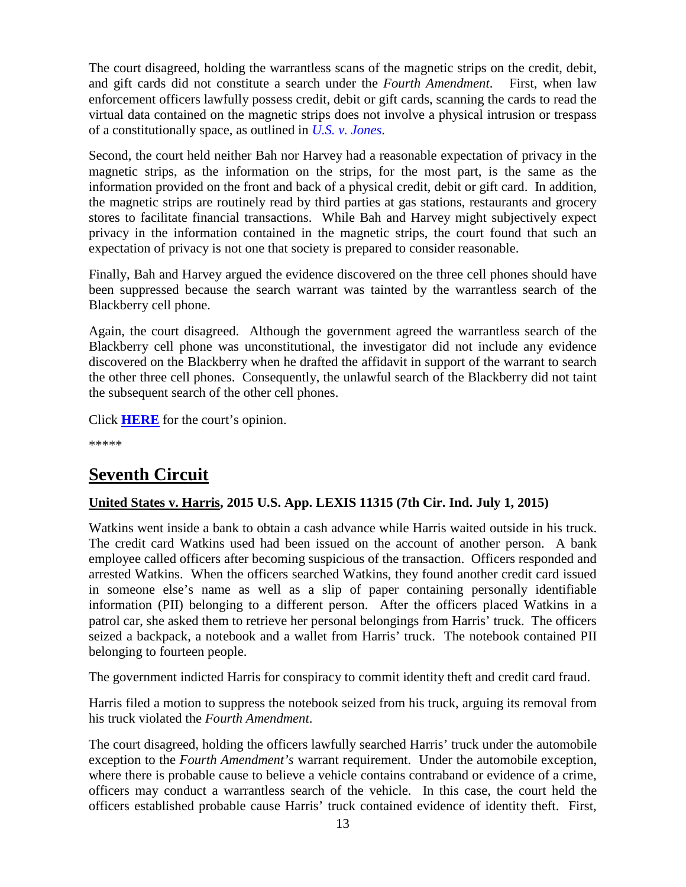The court disagreed, holding the warrantless scans of the magnetic strips on the credit, debit, and gift cards did not constitute a search under the *Fourth Amendment*. First, when law enforcement officers lawfully possess credit, debit or gift cards, scanning the cards to read the virtual data contained on the magnetic strips does not involve a physical intrusion or trespass of a constitutionally space, as outlined in *U.S. v. Jones*.

Second, the court held neither Bah nor Harvey had a reasonable expectation of privacy in the magnetic strips, as the information on the strips, for the most part, is the same as the information provided on the front and back of a physical credit, debit or gift card. In addition, the magnetic strips are routinely read by third parties at gas stations, restaurants and grocery stores to facilitate financial transactions. While Bah and Harvey might subjectively expect privacy in the information contained in the magnetic strips, the court found that such an expectation of privacy is not one that society is prepared to consider reasonable.

Finally, Bah and Harvey argued the evidence discovered on the three cell phones should have been suppressed because the search warrant was tainted by the warrantless search of the Blackberry cell phone.

Again, the court disagreed. Although the government agreed the warrantless search of the Blackberry cell phone was unconstitutional, the investigator did not include any evidence discovered on the Blackberry when he drafted the affidavit in support of the warrant to search the other three cell phones. Consequently, the unlawful search of the Blackberry did not taint the subsequent search of the other cell phones.

Click **HERE** for the court's opinion.

*****

## Seventh Circuit

### United States v. Harris, 2015 U.S. App. LEXIS 11315 (7th Cir. Ind. July 1, 2015)

Watkins went inside a bank to obtain a cash advance while Harris waited outside in his truck. The credit card Watkins used had been issued on the account of another person. A bank employee called officers after becoming suspicious of the transaction. Officers responded and arrested Watkins. When the officers searched Watkins, they found another credit card issued in someone else's name as well as a slip of paper containing personally identifiable information (PII) belonging to a different person. After the officers placed Watkins in a patrol car, she asked them to retrieve her personal belongings from Harris' truck. The officers seized a backpack, a notebook and a wallet from Harris' truck. The notebook contained PII belonging to fourteen people.

The government indicted Harris for conspiracy to commit identity theft and credit card fraud.

Harris filed a motion to suppress the notebook seized from his truck, arguing its removal from his truck violated the *Fourth Amendment*.

The court disagreed, holding the officers lawfully searched Harris' truck under the automobile exception to the *Fourth Amendment's* warrant requirement. Under the automobile exception, where there is probable cause to believe a vehicle contains contraband or evidence of a crime, officers may conduct a warrantless search of the vehicle. In this case, the court held the officers established probable cause Harris' truck contained evidence of identity theft. First,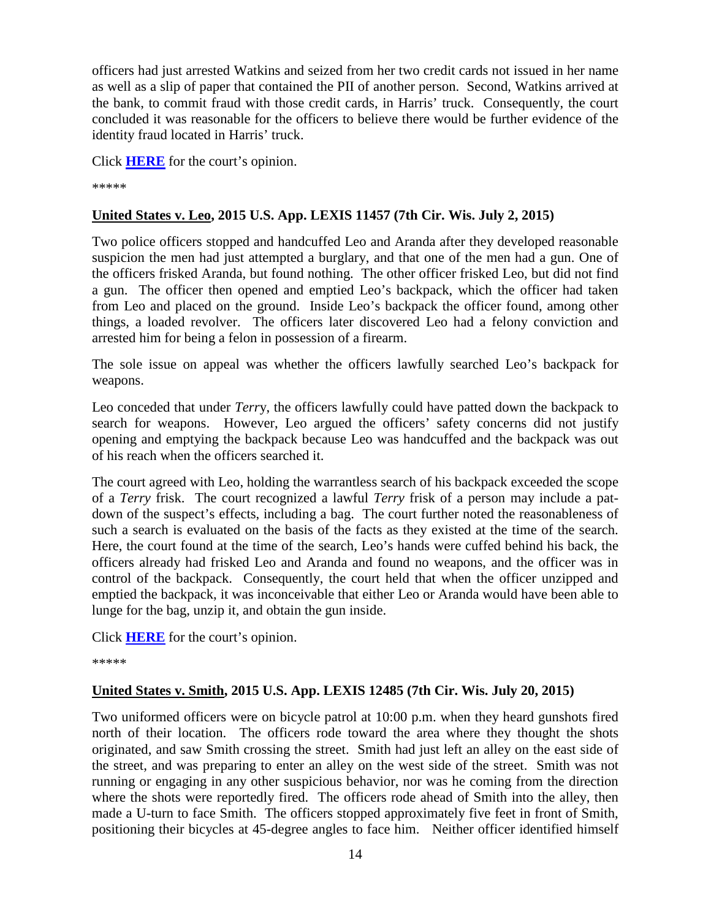officers had just arrested Watkins and seized from her two credit cards not issued in her name as well as a slip of paper that contained the PII of another person. Second, Watkins arrived at the bank, to commit fraud with those credit cards, in Harris' truck. Consequently, the court concluded it was reasonable for the officers to believe there would be further evidence of the identity fraud located in Harris' truck.

Click **HERE** for the court's opinion.

*****

**United States v. Leo, 2015 U.S. App. LEXIS 11457 (7th Cir. Wis. July 2, 2015)**

Two police officers stopped and handcuffed Leo and Aranda after they developed reasonable suspicion the men had just attempted a burglary, and that one of the men had a gun. One of the officers frisked Aranda, but found nothing. The other officer frisked Leo, but did not find a gun. The officer then opened and emptied Leo's backpack, which the officer had taken from Leo and placed on the ground. Inside Leo's backpack the officer found, among other things, a loaded revolver. The officers later discovered Leo had a felony conviction and arrested him for being a felon in possession of a firearm.

The sole issue on appeal was whether the officers lawfully searched Leo's backpack for weapons.

Leo conceded that under *Terry*, the officers lawfully could have patted down the backpack to search for weapons. However, Leo argued the officers' safety concerns did not justify opening and emptying the backpack because Leo was handcuffed and the backpack was out of his reach when the officers searched it.

The court agreed with Leo, holding the warrantless search of his backpack exceeded the scope of a *Terry* frisk. The court recognized a lawful *Terry* frisk of a person may include a pat-down of the suspect's effects, including a bag. The court further noted the reasonableness of such a search is evaluated on the basis of the facts as they existed at the time of the search. Here, the court found at the time of the search, Leo's hands were cuffed behind his back, the officers already had frisked Leo and Aranda and found no weapons, and the officer was in control of the backpack. Consequently, the court held that when the officer unzipped and emptied the backpack, it was inconceivable that either Leo or Aranda would have been able to lunge for the bag, unzip it, and obtain the gun inside.

Click **HERE** for the court's opinion.

*****

**United States v. Smith, 2015 U.S. App. LEXIS 12485 (7th Cir. Wis. July 20, 2015)**

Two uniformed officers were on bicycle patrol at 10:00 p.m. when they heard gunshots fired north of their location. The officers rode toward the area where they thought the shots originated, and saw Smith crossing the street. Smith had just left an alley on the east side of the street, and was preparing to enter an alley on the west side of the street. Smith was not running or engaging in any other suspicious behavior, nor was he coming from the direction where the shots were reportedly fired. The officers rode ahead of Smith into the alley, then made a U-turn to face Smith. The officers stopped approximately five feet in front of Smith, positioning their bicycles at 45-degree angles to face him. Neither officer identified himself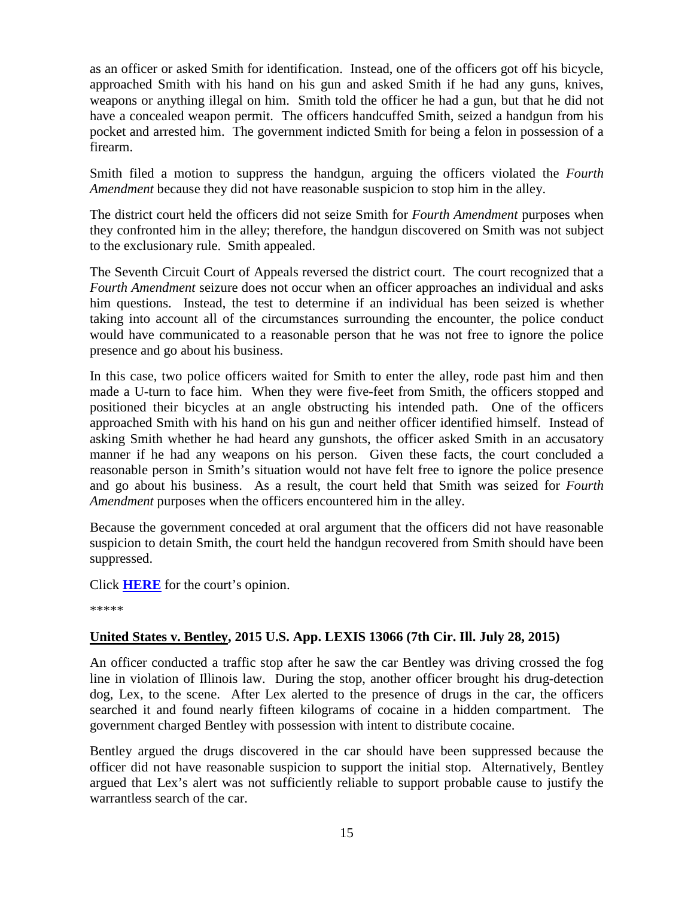as an officer or asked Smith for identification. Instead, one of the officers got off his bicycle, approached Smith with his hand on his gun and asked Smith if he had any guns, knives, weapons or anything illegal on him. Smith told the officer he had a gun, but that he did not have a concealed weapon permit. The officers handcuffed Smith, seized a handgun from his pocket and arrested him. The government indicted Smith for being a felon in possession of a firearm.

Smith filed a motion to suppress the handgun, arguing the officers violated the *Fourth Amendment* because they did not have reasonable suspicion to stop him in the alley.

The district court held the officers did not seize Smith for *Fourth Amendment* purposes when they confronted him in the alley; therefore, the handgun discovered on Smith was not subject to the exclusionary rule. Smith appealed.

The Seventh Circuit Court of Appeals reversed the district court. The court recognized that a *Fourth Amendment* seizure does not occur when an officer approaches an individual and asks him questions. Instead, the test to determine if an individual has been seized is whether taking into account all of the circumstances surrounding the encounter, the police conduct would have communicated to a reasonable person that he was not free to ignore the police presence and go about his business.

In this case, two police officers waited for Smith to enter the alley, rode past him and then made a U-turn to face him. When they were five-feet from Smith, the officers stopped and positioned their bicycles at an angle obstructing his intended path. One of the officers approached Smith with his hand on his gun and neither officer identified himself. Instead of asking Smith whether he had heard any gunshots, the officer asked Smith in an accusatory manner if he had any weapons on his person. Given these facts, the court concluded a reasonable person in Smith's situation would not have felt free to ignore the police presence and go about his business. As a result, the court held that Smith was seized for *Fourth Amendment* purposes when the officers encountered him in the alley.

Because the government conceded at oral argument that the officers did not have reasonable suspicion to detain Smith, the court held the handgun recovered from Smith should have been suppressed.

Click **HERE** for the court's opinion.

\*\*\*\*\*

**United States v. Bentley, 2015 U.S. App. LEXIS 13066 (7th Cir. Ill. July 28, 2015)**

An officer conducted a traffic stop after he saw the car Bentley was driving crossed the fog line in violation of Illinois law. During the stop, another officer brought his drug-detection dog, Lex, to the scene. After Lex alerted to the presence of drugs in the car, the officers searched it and found nearly fifteen kilograms of cocaine in a hidden compartment. The government charged Bentley with possession with intent to distribute cocaine.

Bentley argued the drugs discovered in the car should have been suppressed because the officer did not have reasonable suspicion to support the initial stop. Alternatively, Bentley argued that Lex's alert was not sufficiently reliable to support probable cause to justify the warrantless search of the car.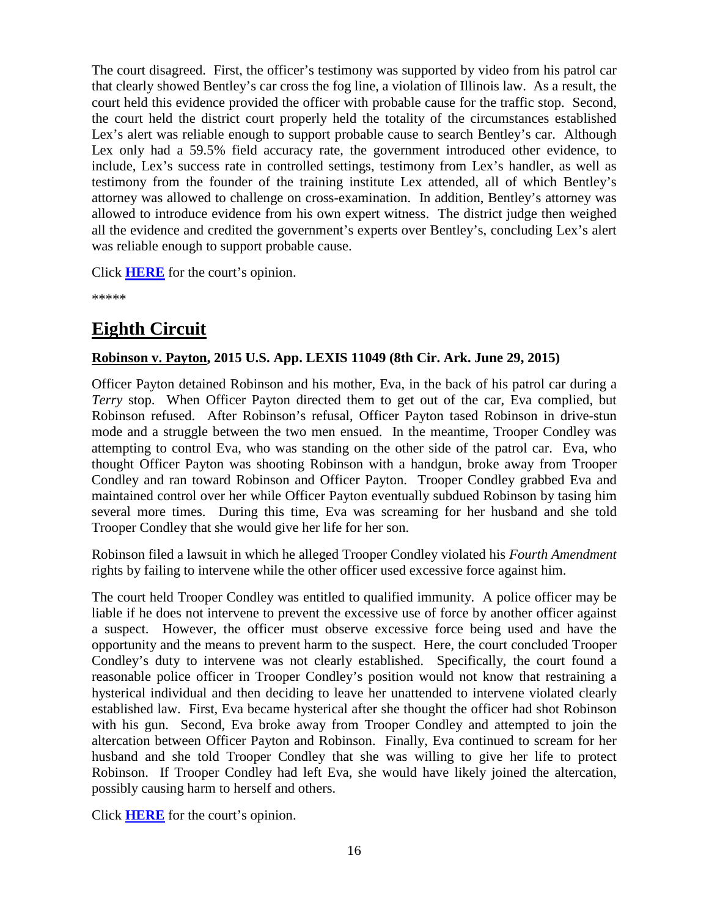The court disagreed. First, the officer's testimony was supported by video from his patrol car that clearly showed Bentley's car cross the fog line, a violation of Illinois law. As a result, the court held this evidence provided the officer with probable cause for the traffic stop. Second, the court held the district court properly held the totality of the circumstances established Lex's alert was reliable enough to support probable cause to search Bentley's car. Although Lex only had a 59.5% field accuracy rate, the government introduced other evidence, to include, Lex's success rate in controlled settings, testimony from Lex's handler, as well as testimony from the founder of the training institute Lex attended, all of which Bentley's attorney was allowed to challenge on cross-examination. In addition, Bentley's attorney was allowed to introduce evidence from his own expert witness. The district judge then weighed all the evidence and credited the government's experts over Bentley's, concluding Lex's alert was reliable enough to support probable cause.

Click **HERE** for the court's opinion.

*****

# Eighth Circuit

**Robinson v. Payton, 2015 U.S. App. LEXIS 11049 (8th Cir. Ark. June 29, 2015)**

Officer Payton detained Robinson and his mother, Eva, in the back of his patrol car during a *Terry* stop. When Officer Payton directed them to get out of the car, Eva complied, but Robinson refused. After Robinson's refusal, Officer Payton tased Robinson in drive-stun mode and a struggle between the two men ensued. In the meantime, Trooper Condley was attempting to control Eva, who was standing on the other side of the patrol car. Eva, who thought Officer Payton was shooting Robinson with a handgun, broke away from Trooper Condley and ran toward Robinson and Officer Payton. Trooper Condley grabbed Eva and maintained control over her while Officer Payton eventually subdued Robinson by tasing him several more times. During this time, Eva was screaming for her husband and she told Trooper Condley that she would give her life for her son.

Robinson filed a lawsuit in which he alleged Trooper Condley violated his *Fourth Amendment* rights by failing to intervene while the other officer used excessive force against him.

The court held Trooper Condley was entitled to qualified immunity. A police officer may be liable if he does not intervene to prevent the excessive use of force by another officer against a suspect. However, the officer must observe excessive force being used and have the opportunity and the means to prevent harm to the suspect. Here, the court concluded Trooper Condley's duty to intervene was not clearly established. Specifically, the court found a reasonable police officer in Trooper Condley's position would not know that restraining a hysterical individual and then deciding to leave her unattended to intervene violated clearly established law. First, Eva became hysterical after she thought the officer had shot Robinson with his gun. Second, Eva broke away from Trooper Condley and attempted to join the altercation between Officer Payton and Robinson. Finally, Eva continued to scream for her husband and she told Trooper Condley that she was willing to give her life to protect Robinson. If Trooper Condley had left Eva, she would have likely joined the altercation, possibly causing harm to herself and others.

Click **HERE** for the court's opinion.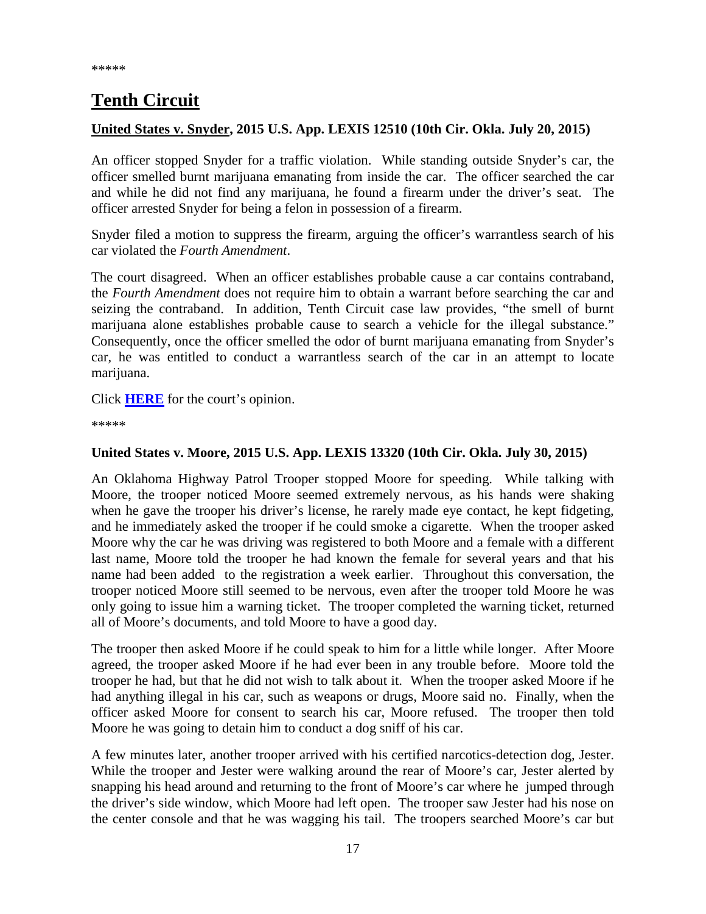*****

# Tenth Circuit

**United States v. Snyder, 2015 U.S. App. LEXIS 12510 (10th Cir. Okla. July 20, 2015)**

An officer stopped Snyder for a traffic violation. While standing outside Snyder's car, the officer smelled burnt marijuana emanating from inside the car. The officer searched the car and while he did not find any marijuana, he found a firearm under the driver's seat. The officer arrested Snyder for being a felon in possession of a firearm.

Snyder filed a motion to suppress the firearm, arguing the officer's warrantless search of his car violated the *Fourth Amendment*.

The court disagreed. When an officer establishes probable cause a car contains contraband, the *Fourth Amendment* does not require him to obtain a warrant before searching the car and seizing the contraband. In addition, Tenth Circuit case law provides, "the smell of burnt marijuana alone establishes probable cause to search a vehicle for the illegal substance." Consequently, once the officer smelled the odor of burnt marijuana emanating from Snyder's car, he was entitled to conduct a warrantless search of the car in an attempt to locate marijuana.

Click **HERE** for the court's opinion.

*****

**United States v. Moore, 2015 U.S. App. LEXIS 13320 (10th Cir. Okla. July 30, 2015)**

An Oklahoma Highway Patrol Trooper stopped Moore for speeding. While talking with Moore, the trooper noticed Moore seemed extremely nervous, as his hands were shaking when he gave the trooper his driver's license, he rarely made eye contact, he kept fidgeting, and he immediately asked the trooper if he could smoke a cigarette. When the trooper asked Moore why the car he was driving was registered to both Moore and a female with a different last name, Moore told the trooper he had known the female for several years and that his name had been added to the registration a week earlier. Throughout this conversation, the trooper noticed Moore still seemed to be nervous, even after the trooper told Moore he was only going to issue him a warning ticket. The trooper completed the warning ticket, returned all of Moore's documents, and told Moore to have a good day.

The trooper then asked Moore if he could speak to him for a little while longer. After Moore agreed, the trooper asked Moore if he had ever been in any trouble before. Moore told the trooper he had, but that he did not wish to talk about it. When the trooper asked Moore if he had anything illegal in his car, such as weapons or drugs, Moore said no. Finally, when the officer asked Moore for consent to search his car, Moore refused. The trooper then told Moore he was going to detain him to conduct a dog sniff of his car.

A few minutes later, another trooper arrived with his certified narcotics-detection dog, Jester. While the trooper and Jester were walking around the rear of Moore's car, Jester alerted by snapping his head around and returning to the front of Moore's car where he jumped through the driver's side window, which Moore had left open. The trooper saw Jester had his nose on the center console and that he was wagging his tail. The troopers searched Moore's car but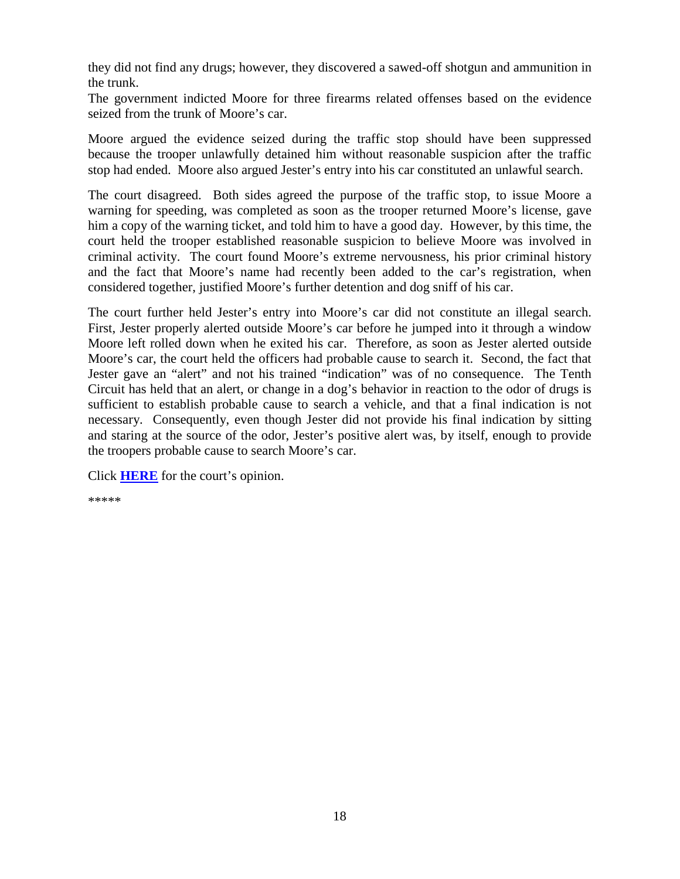they did not find any drugs; however, they discovered a sawed-off shotgun and ammunition in the trunk.

The government indicted Moore for three firearms related offenses based on the evidence seized from the trunk of Moore's car.

Moore argued the evidence seized during the traffic stop should have been suppressed because the trooper unlawfully detained him without reasonable suspicion after the traffic stop had ended. Moore also argued Jester's entry into his car constituted an unlawful search.

The court disagreed. Both sides agreed the purpose of the traffic stop, to issue Moore a warning for speeding, was completed as soon as the trooper returned Moore's license, gave him a copy of the warning ticket, and told him to have a good day. However, by this time, the court held the trooper established reasonable suspicion to believe Moore was involved in criminal activity. The court found Moore's extreme nervousness, his prior criminal history and the fact that Moore's name had recently been added to the car's registration, when considered together, justified Moore's further detention and dog sniff of his car.

The court further held Jester's entry into Moore's car did not constitute an illegal search. First, Jester properly alerted outside Moore's car before he jumped into it through a window Moore left rolled down when he exited his car. Therefore, as soon as Jester alerted outside Moore's car, the court held the officers had probable cause to search it. Second, the fact that Jester gave an "alert" and not his trained "indication" was of no consequence. The Tenth Circuit has held that an alert, or change in a dog's behavior in reaction to the odor of drugs is sufficient to establish probable cause to search a vehicle, and that a final indication is not necessary. Consequently, even though Jester did not provide his final indication by sitting and staring at the source of the odor, Jester's positive alert was, by itself, enough to provide the troopers probable cause to search Moore's car.

Click **HERE** for the court's opinion.

*****